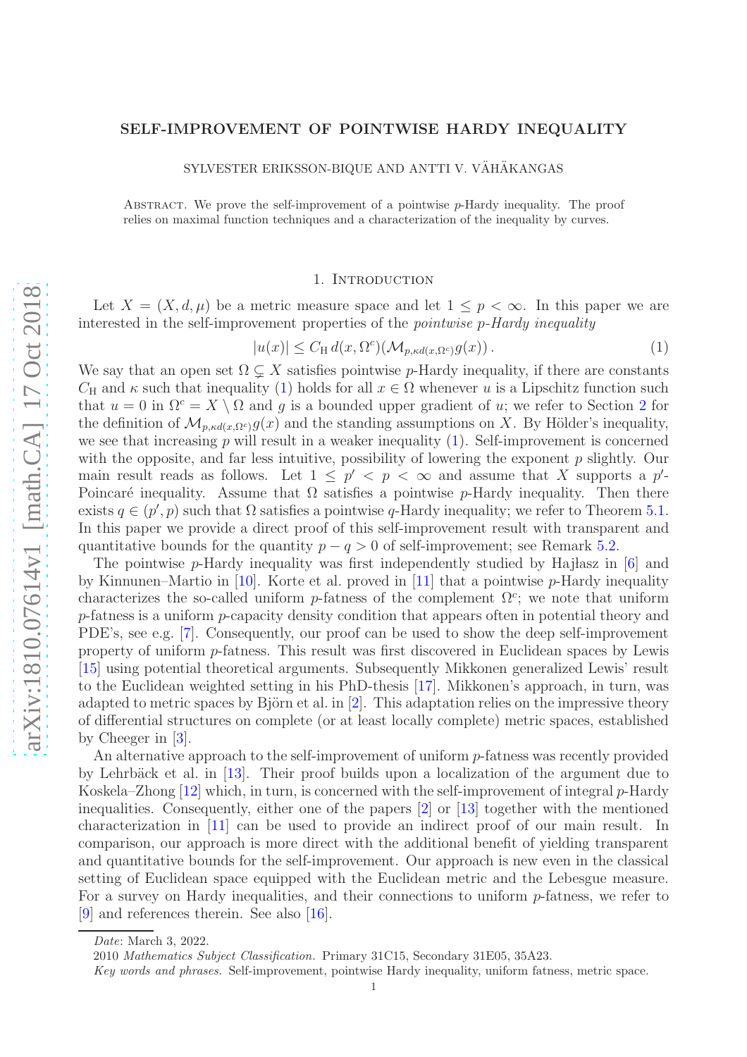# SELF-IMPROVEMENT OF POINTWISE HARDY INEQUALITY

SYLVESTER ERIKSSON-BIQUE AND ANTTI V. VÄHÄKANGAS

Abstract. We prove the self-improvement of a pointwise $p$-Hardy inequality. The proof relies on maximal function techniques and a characterization of the inequality by curves.

## 1. Introduction

Let $X = (X, d, \mu)$ be a metric measure space and let $1 \le p < \infty$. In this paper we are interested in the self-improvement properties of the *pointwise $p$-Hardy inequality*

$$|u(x)| \le C_{\mathrm{H}}\, d(x, \Omega^c)(\mathcal{M}_{p,\kappa d(x,\Omega^c)} g(x))\,. \tag{1}$$

We say that an open set $\Omega \subsetneq X$ satisfies pointwise $p$-Hardy inequality, if there are constants $C_{\mathrm{H}}$ and $\kappa$ such that inequality (1) holds for all $x \in \Omega$ whenever $u$ is a Lipschitz function such that $u = 0$ in $\Omega^c = X \setminus \Omega$ and $g$ is a bounded upper gradient of $u$; we refer to Section 2 for the definition of $\mathcal{M}_{p,\kappa d(x,\Omega^c)} g(x)$ and the standing assumptions on $X$. By Hölder's inequality, we see that increasing $p$ will result in a weaker inequality (1). Self-improvement is concerned with the opposite, and far less intuitive, possibility of lowering the exponent $p$ slightly. Our main result reads as follows. Let $1 \le p' < p < \infty$ and assume that $X$ supports a $p'$-Poincaré inequality. Assume that $\Omega$ satisfies a pointwise $p$-Hardy inequality. Then there exists $q \in (p', p)$ such that $\Omega$ satisfies a pointwise $q$-Hardy inequality; we refer to Theorem 5.1. In this paper we provide a direct proof of this self-improvement result with transparent and quantitative bounds for the quantity $p - q > 0$ of self-improvement; see Remark 5.2.

The pointwise $p$-Hardy inequality was first independently studied by Hajłasz in [6] and by Kinnunen–Martio in [10]. Korte et al. proved in [11] that a pointwise $p$-Hardy inequality characterizes the so-called uniform $p$-fatness of the complement $\Omega^c$; we note that uniform $p$-fatness is a uniform $p$-capacity density condition that appears often in potential theory and PDE's, see e.g. [7]. Consequently, our proof can be used to show the deep self-improvement property of uniform $p$-fatness. This result was first discovered in Euclidean spaces by Lewis [15] using potential theoretical arguments. Subsequently Mikkonen generalized Lewis' result to the Euclidean weighted setting in his PhD-thesis [17]. Mikkonen's approach, in turn, was adapted to metric spaces by Björn et al. in [2]. This adaptation relies on the impressive theory of differential structures on complete (or at least locally complete) metric spaces, established by Cheeger in [3].

An alternative approach to the self-improvement of uniform $p$-fatness was recently provided by Lehrbäck et al. in [13]. Their proof builds upon a localization of the argument due to Koskela–Zhong [12] which, in turn, is concerned with the self-improvement of integral $p$-Hardy inequalities. Consequently, either one of the papers [2] or [13] together with the mentioned characterization in [11] can be used to provide an indirect proof of our main result. In comparison, our approach is more direct with the additional benefit of yielding transparent and quantitative bounds for the self-improvement. Our approach is new even in the classical setting of Euclidean space equipped with the Euclidean metric and the Lebesgue measure. For a survey on Hardy inequalities, and their connections to uniform $p$-fatness, we refer to [9] and references therein. See also [16].

*Date*: March 3, 2022.

2010 *Mathematics Subject Classification.* Primary 31C15, Secondary 31E05, 35A23.

*Key words and phrases.* Self-improvement, pointwise Hardy inequality, uniform fatness, metric space.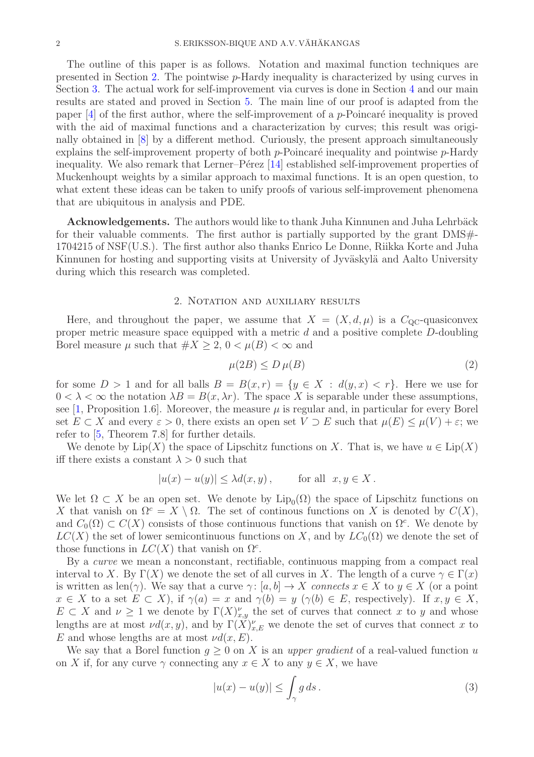The outline of this paper is as follows. Notation and maximal function techniques are presented in Section 2. The pointwise $p$-Hardy inequality is characterized by using curves in Section 3. The actual work for self-improvement via curves is done in Section 4 and our main results are stated and proved in Section 5. The main line of our proof is adapted from the paper [4] of the first author, where the self-improvement of a $p$-Poincaré inequality is proved with the aid of maximal functions and a characterization by curves; this result was originally obtained in [8] by a different method. Curiously, the present approach simultaneously explains the self-improvement property of both $p$-Poincaré inequality and pointwise $p$-Hardy inequality. We also remark that Lerner–Pérez [14] established self-improvement properties of Muckenhoupt weights by a similar approach to maximal functions. It is an open question, to what extent these ideas can be taken to unify proofs of various self-improvement phenomena that are ubiquitous in analysis and PDE.

**Acknowledgements.** The authors would like to thank Juha Kinnunen and Juha Lehrbäck for their valuable comments. The first author is partially supported by the grant DMS#-1704215 of NSF(U.S.). The first author also thanks Enrico Le Donne, Riikka Korte and Juha Kinnunen for hosting and supporting visits at University of Jyväskylä and Aalto University during which this research was completed.

## 2. Notation and auxiliary results

Here, and throughout the paper, we assume that $X = (X, d, \mu)$ is a $C_{\mathrm{QC}}$-quasiconvex proper metric measure space equipped with a metric $d$ and a positive complete $D$-doubling Borel measure $\mu$ such that $\#X \geq 2$, $0 < \mu(B) < \infty$ and

$$\mu(2B) \leq D\,\mu(B) \tag{2}$$

for some $D > 1$ and for all balls $B = B(x,r) = \{y \in X : d(y,x) < r\}$. Here we use for $0 < \lambda < \infty$ the notation $\lambda B = B(x, \lambda r)$. The space $X$ is separable under these assumptions, see [1, Proposition 1.6]. Moreover, the measure $\mu$ is regular and, in particular for every Borel set $E \subset X$ and every $\varepsilon > 0$, there exists an open set $V \supset E$ such that $\mu(E) \leq \mu(V) + \varepsilon$; we refer to [5, Theorem 7.8] for further details.

We denote by $\mathrm{Lip}(X)$ the space of Lipschitz functions on $X$. That is, we have $u \in \mathrm{Lip}(X)$ iff there exists a constant $\lambda > 0$ such that

$$|u(x) - u(y)| \leq \lambda d(x,y)\,, \qquad \text{for all } \; x, y \in X\,.$$

We let $\Omega \subset X$ be an open set. We denote by $\mathrm{Lip}_0(\Omega)$ the space of Lipschitz functions on $X$ that vanish on $\Omega^c = X \setminus \Omega$. The set of continous functions on $X$ is denoted by $C(X)$, and $C_0(\Omega) \subset C(X)$ consists of those continuous functions that vanish on $\Omega^c$. We denote by $LC(X)$ the set of lower semicontinuous functions on $X$, and by $LC_0(\Omega)$ we denote the set of those functions in $LC(X)$ that vanish on $\Omega^c$.

By a *curve* we mean a nonconstant, rectifiable, continuous mapping from a compact real interval to $X$. By $\Gamma(X)$ we denote the set of all curves in $X$. The length of a curve $\gamma \in \Gamma(x)$ is written as $\mathrm{len}(\gamma)$. We say that a curve $\gamma \colon [a,b] \to X$ *connects* $x \in X$ to $y \in X$ (or a point $x \in X$ to a set $E \subset X$), if $\gamma(a) = x$ and $\gamma(b) = y$ ($\gamma(b) \in E$, respectively). If $x, y \in X$, $E \subset X$ and $\nu \geq 1$ we denote by $\Gamma(X)^\nu_{x,y}$ the set of curves that connect $x$ to $y$ and whose lengths are at most $\nu d(x,y)$, and by $\Gamma(X)^\nu_{x,E}$ we denote the set of curves that connect $x$ to $E$ and whose lengths are at most $\nu d(x, E)$.

We say that a Borel function $g \geq 0$ on $X$ is an *upper gradient* of a real-valued function $u$ on $X$ if, for any curve $\gamma$ connecting any $x \in X$ to any $y \in X$, we have

$$|u(x) - u(y)| \leq \int_\gamma g\,ds\,. \tag{3}$$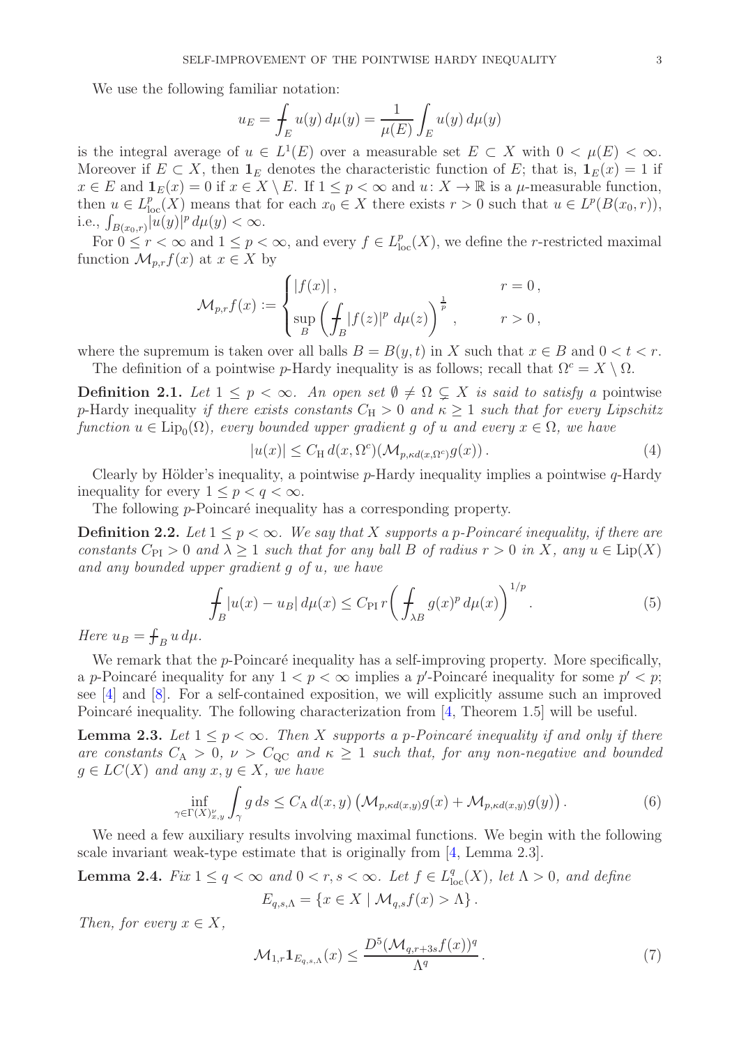We use the following familiar notation:

$$u_E = \fint_E u(y)\, d\mu(y) = \frac{1}{\mu(E)} \int_E u(y)\, d\mu(y)$$

is the integral average of $u \in L^1(E)$ over a measurable set $E \subset X$ with $0 < \mu(E) < \infty$. Moreover if $E \subset X$, then $\mathbf{1}_E$ denotes the characteristic function of $E$; that is, $\mathbf{1}_E(x) = 1$ if $x \in E$ and $\mathbf{1}_E(x) = 0$ if $x \in X \setminus E$. If $1 \le p < \infty$ and $u\colon X \to \mathbb{R}$ is a $\mu$-measurable function, then $u \in L^p_{\mathrm{loc}}(X)$ means that for each $x_0 \in X$ there exists $r > 0$ such that $u \in L^p(B(x_0, r))$, i.e., $\int_{B(x_0,r)} |u(y)|^p \, d\mu(y) < \infty$.

For $0 \le r < \infty$ and $1 \le p < \infty$, and every $f \in L^p_{\mathrm{loc}}(X)$, we define the $r$-restricted maximal function $\mathcal{M}_{p,r} f(x)$ at $x \in X$ by

$$\mathcal{M}_{p,r} f(x) := \begin{cases} |f(x)|\,, & r = 0\,, \\ \sup_B \left( \fint_B |f(z)|^p \, d\mu(z) \right)^{\frac{1}{p}}\,, & r > 0\,, \end{cases}$$

where the supremum is taken over all balls $B = B(y, t)$ in $X$ such that $x \in B$ and $0 < t < r$.

The definition of a pointwise $p$-Hardy inequality is as follows; recall that $\Omega^c = X \setminus \Omega$.

**Definition 2.1.** *Let $1 \le p < \infty$. An open set $\emptyset \neq \Omega \subsetneq X$ is said to satisfy a* pointwise $p$-Hardy inequality *if there exists constants $C_{\mathrm{H}} > 0$ and $\kappa \ge 1$ such that for every Lipschitz function $u \in \mathrm{Lip}_0(\Omega)$, every bounded upper gradient $g$ of $u$ and every $x \in \Omega$, we have*

$$|u(x)| \le C_{\mathrm{H}}\, d(x, \Omega^c) (\mathcal{M}_{p, \kappa d(x,\Omega^c)} g(x))\,. \tag{4}$$

Clearly by Hölder's inequality, a pointwise $p$-Hardy inequality implies a pointwise $q$-Hardy inequality for every $1 \le p < q < \infty$.

The following $p$-Poincaré inequality has a corresponding property.

**Definition 2.2.** *Let $1 \le p < \infty$. We say that $X$ supports a $p$-Poincaré inequality, if there are constants $C_{\mathrm{PI}} > 0$ and $\lambda \ge 1$ such that for any ball $B$ of radius $r > 0$ in $X$, any $u \in \mathrm{Lip}(X)$ and any bounded upper gradient $g$ of $u$, we have*

$$\fint_B |u(x) - u_B| \, d\mu(x) \le C_{\mathrm{PI}}\, r \left( \fint_{\lambda B} g(x)^p \, d\mu(x) \right)^{1/p}. \tag{5}$$

*Here $u_B = \fint_B u \, d\mu$.*

We remark that the $p$-Poincaré inequality has a self-improving property. More specifically, a $p$-Poincaré inequality for any $1 < p < \infty$ implies a $p'$-Poincaré inequality for some $p' < p$; see [4] and [8]. For a self-contained exposition, we will explicitly assume such an improved Poincaré inequality. The following characterization from [4, Theorem 1.5] will be useful.

**Lemma 2.3.** *Let $1 \le p < \infty$. Then $X$ supports a $p$-Poincaré inequality if and only if there are constants $C_{\mathrm{A}} > 0$, $\nu > C_{\mathrm{QC}}$ and $\kappa \ge 1$ such that, for any non-negative and bounded $g \in LC(X)$ and any $x, y \in X$, we have*

$$\inf_{\gamma \in \Gamma(X)^\nu_{x,y}} \int_\gamma g \, ds \le C_{\mathrm{A}}\, d(x,y) \left( \mathcal{M}_{p, \kappa d(x,y)} g(x) + \mathcal{M}_{p, \kappa d(x,y)} g(y) \right). \tag{6}$$

We need a few auxiliary results involving maximal functions. We begin with the following scale invariant weak-type estimate that is originally from [4, Lemma 2.3].

**Lemma 2.4.** *Fix $1 \le q < \infty$ and $0 < r, s < \infty$. Let $f \in L^q_{\mathrm{loc}}(X)$, let $\Lambda > 0$, and define*

$$E_{q,s,\Lambda} = \{ x \in X \mid \mathcal{M}_{q,s} f(x) > \Lambda \}\,.$$

*Then, for every $x \in X$,*

$$\mathcal{M}_{1,r} \mathbf{1}_{E_{q,s,\Lambda}}(x) \le \frac{D^5 (\mathcal{M}_{q, r+3s} f(x))^q}{\Lambda^q}\,. \tag{7}$$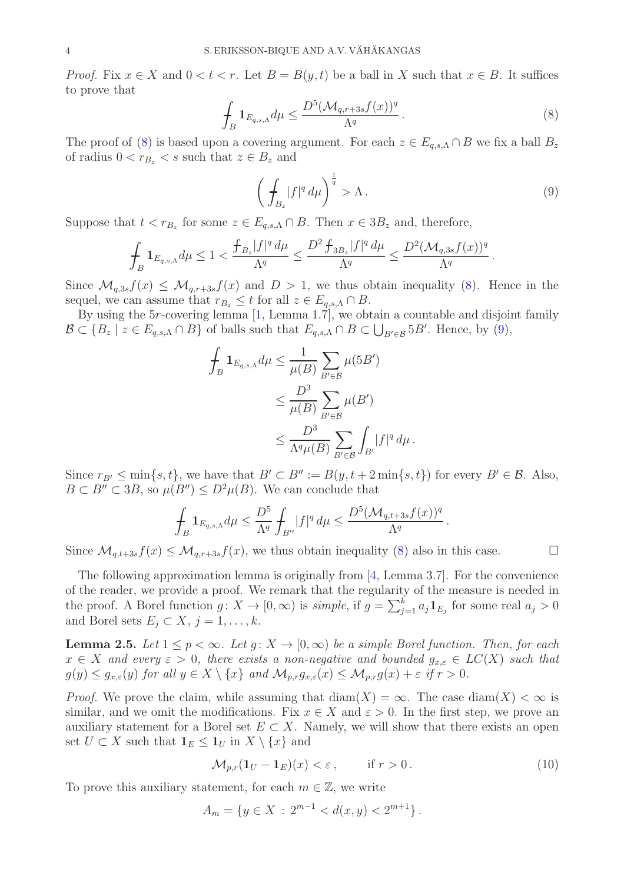*Proof.* Fix $x \in X$ and $0 < t < r$. Let $B = B(y,t)$ be a ball in $X$ such that $x \in B$. It suffices to prove that

$$\fint_B \mathbf{1}_{E_{q,s,\Lambda}} d\mu \le \frac{D^5 (\mathcal{M}_{q,r+3s} f(x))^q}{\Lambda^q} . \tag{8}$$

The proof of (8) is based upon a covering argument. For each $z \in E_{q,s,\Lambda} \cap B$ we fix a ball $B_z$ of radius $0 < r_{B_z} < s$ such that $z \in B_z$ and

$$\left( \fint_{B_z} |f|^q \, d\mu \right)^{\frac{1}{q}} > \Lambda . \tag{9}$$

Suppose that $t < r_{B_z}$ for some $z \in E_{q,s,\Lambda} \cap B$. Then $x \in 3B_z$ and, therefore,

$$\fint_B \mathbf{1}_{E_{q,s,\Lambda}} d\mu \le 1 < \frac{\fint_{B_z} |f|^q \, d\mu}{\Lambda^q} \le \frac{D^2 \fint_{3B_z} |f|^q \, d\mu}{\Lambda^q} \le \frac{D^2 (\mathcal{M}_{q,3s} f(x))^q}{\Lambda^q} .$$

Since $\mathcal{M}_{q,3s} f(x) \le \mathcal{M}_{q,r+3s} f(x)$ and $D > 1$, we thus obtain inequality (8). Hence in the sequel, we can assume that $r_{B_z} \le t$ for all $z \in E_{q,s,\Lambda} \cap B$.

By using the $5r$-covering lemma [1, Lemma 1.7], we obtain a countable and disjoint family $\mathcal{B} \subset \{ B_z \mid z \in E_{q,s,\Lambda} \cap B \}$ of balls such that $E_{q,s,\Lambda} \cap B \subset \bigcup_{B' \in \mathcal{B}} 5B'$. Hence, by (9),

$$\begin{aligned}
\fint_B \mathbf{1}_{E_{q,s,\Lambda}} d\mu &\le \frac{1}{\mu(B)} \sum_{B' \in \mathcal{B}} \mu(5B') \\
&\le \frac{D^3}{\mu(B)} \sum_{B' \in \mathcal{B}} \mu(B') \\
&\le \frac{D^3}{\Lambda^q \mu(B)} \sum_{B' \in \mathcal{B}} \int_{B'} |f|^q \, d\mu .
\end{aligned}$$

Since $r_{B'} \le \min\{s,t\}$, we have that $B' \subset B'' := B(y, t + 2\min\{s,t\})$ for every $B' \in \mathcal{B}$. Also, $B \subset B'' \subset 3B$, so $\mu(B'') \le D^2 \mu(B)$. We can conclude that

$$\fint_B \mathbf{1}_{E_{q,s,\Lambda}} d\mu \le \frac{D^5}{\Lambda^q} \fint_{B''} |f|^q \, d\mu \le \frac{D^5 (\mathcal{M}_{q,t+3s} f(x))^q}{\Lambda^q} .$$

Since $\mathcal{M}_{q,t+3s} f(x) \le \mathcal{M}_{q,r+3s} f(x)$, we thus obtain inequality (8) also in this case. □

The following approximation lemma is originally from [4, Lemma 3.7]. For the convenience of the reader, we provide a proof. We remark that the regularity of the measure is needed in the proof. A Borel function $g \colon X \to [0,\infty)$ is *simple*, if $g = \sum_{j=1}^k a_j \mathbf{1}_{E_j}$ for some real $a_j > 0$ and Borel sets $E_j \subset X$, $j = 1, \ldots, k$.

**Lemma 2.5.** *Let $1 \le p < \infty$. Let $g \colon X \to [0,\infty)$ be a simple Borel function. Then, for each $x \in X$ and every $\varepsilon > 0$, there exists a non-negative and bounded $g_{x,\varepsilon} \in LC(X)$ such that $g(y) \le g_{x,\varepsilon}(y)$ for all $y \in X \setminus \{x\}$ and $\mathcal{M}_{p,r} g_{x,\varepsilon}(x) \le \mathcal{M}_{p,r} g(x) + \varepsilon$ if $r > 0$.*

*Proof.* We prove the claim, while assuming that $\operatorname{diam}(X) = \infty$. The case $\operatorname{diam}(X) < \infty$ is similar, and we omit the modifications. Fix $x \in X$ and $\varepsilon > 0$. In the first step, we prove an auxiliary statement for a Borel set $E \subset X$. Namely, we will show that there exists an open set $U \subset X$ such that $\mathbf{1}_E \le \mathbf{1}_U$ in $X \setminus \{x\}$ and

$$\mathcal{M}_{p,r}(\mathbf{1}_U - \mathbf{1}_E)(x) < \varepsilon , \qquad \text{if } r > 0 . \tag{10}$$

To prove this auxiliary statement, for each $m \in \mathbb{Z}$, we write

$$A_m = \{ y \in X \, : \, 2^{m-1} < d(x,y) < 2^{m+1} \} .$$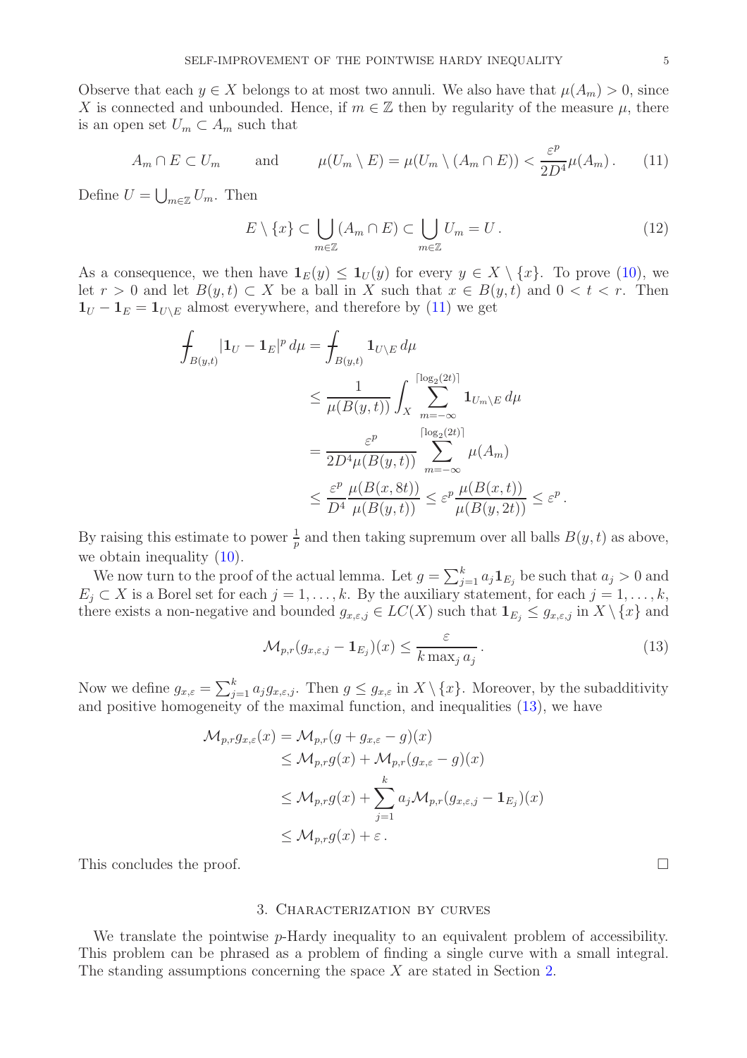Observe that each $y \in X$ belongs to at most two annuli. We also have that $\mu(A_m) > 0$, since $X$ is connected and unbounded. Hence, if $m \in \mathbb{Z}$ then by regularity of the measure $\mu$, there is an open set $U_m \subset A_m$ such that

$$A_m \cap E \subset U_m \qquad \text{and} \qquad \mu(U_m \setminus E) = \mu(U_m \setminus (A_m \cap E)) < \frac{\varepsilon^p}{2D^4}\mu(A_m)\,. \tag{11}$$

Define $U = \bigcup_{m\in\mathbb{Z}} U_m$. Then

$$E \setminus \{x\} \subset \bigcup_{m\in\mathbb{Z}} (A_m \cap E) \subset \bigcup_{m\in\mathbb{Z}} U_m = U\,. \tag{12}$$

As a consequence, we then have $\mathbf{1}_E(y) \le \mathbf{1}_U(y)$ for every $y \in X \setminus \{x\}$. To prove (10), we let $r > 0$ and let $B(y,t) \subset X$ be a ball in $X$ such that $x \in B(y,t)$ and $0 < t < r$. Then $\mathbf{1}_U - \mathbf{1}_E = \mathbf{1}_{U\setminus E}$ almost everywhere, and therefore by (11) we get

$$\begin{aligned}
\fint_{B(y,t)} |\mathbf{1}_U - \mathbf{1}_E|^p\,d\mu &= \fint_{B(y,t)} \mathbf{1}_{U\setminus E}\,d\mu \\
&\le \frac{1}{\mu(B(y,t))}\int_X \sum_{m=-\infty}^{\lceil \log_2(2t)\rceil} \mathbf{1}_{U_m\setminus E}\,d\mu \\
&= \frac{\varepsilon^p}{2D^4\mu(B(y,t))}\sum_{m=-\infty}^{\lceil \log_2(2t)\rceil} \mu(A_m) \\
&\le \frac{\varepsilon^p}{D^4}\frac{\mu(B(x,8t))}{\mu(B(y,t))} \le \varepsilon^p \frac{\mu(B(x,t))}{\mu(B(y,2t))} \le \varepsilon^p\,.
\end{aligned}$$

By raising this estimate to power $\frac{1}{p}$ and then taking supremum over all balls $B(y,t)$ as above, we obtain inequality (10).

We now turn to the proof of the actual lemma. Let $g = \sum_{j=1}^k a_j \mathbf{1}_{E_j}$ be such that $a_j > 0$ and $E_j \subset X$ is a Borel set for each $j = 1,\ldots,k$. By the auxiliary statement, for each $j = 1,\ldots,k$, there exists a non-negative and bounded $g_{x,\varepsilon,j} \in LC(X)$ such that $\mathbf{1}_{E_j} \le g_{x,\varepsilon,j}$ in $X \setminus \{x\}$ and

$$\mathcal{M}_{p,r}(g_{x,\varepsilon,j} - \mathbf{1}_{E_j})(x) \le \frac{\varepsilon}{k\max_j a_j}\,. \tag{13}$$

Now we define $g_{x,\varepsilon} = \sum_{j=1}^k a_j g_{x,\varepsilon,j}$. Then $g \le g_{x,\varepsilon}$ in $X \setminus \{x\}$. Moreover, by the subadditivity and positive homogeneity of the maximal function, and inequalities (13), we have

$$\begin{aligned}
\mathcal{M}_{p,r} g_{x,\varepsilon}(x) &= \mathcal{M}_{p,r}(g + g_{x,\varepsilon} - g)(x) \\
&\le \mathcal{M}_{p,r} g(x) + \mathcal{M}_{p,r}(g_{x,\varepsilon} - g)(x) \\
&\le \mathcal{M}_{p,r} g(x) + \sum_{j=1}^k a_j \mathcal{M}_{p,r}(g_{x,\varepsilon,j} - \mathbf{1}_{E_j})(x) \\
&\le \mathcal{M}_{p,r} g(x) + \varepsilon\,.
\end{aligned}$$

This concludes the proof. □

## 3. Characterization by curves

We translate the pointwise $p$-Hardy inequality to an equivalent problem of accessibility. This problem can be phrased as a problem of finding a single curve with a small integral. The standing assumptions concerning the space $X$ are stated in Section 2.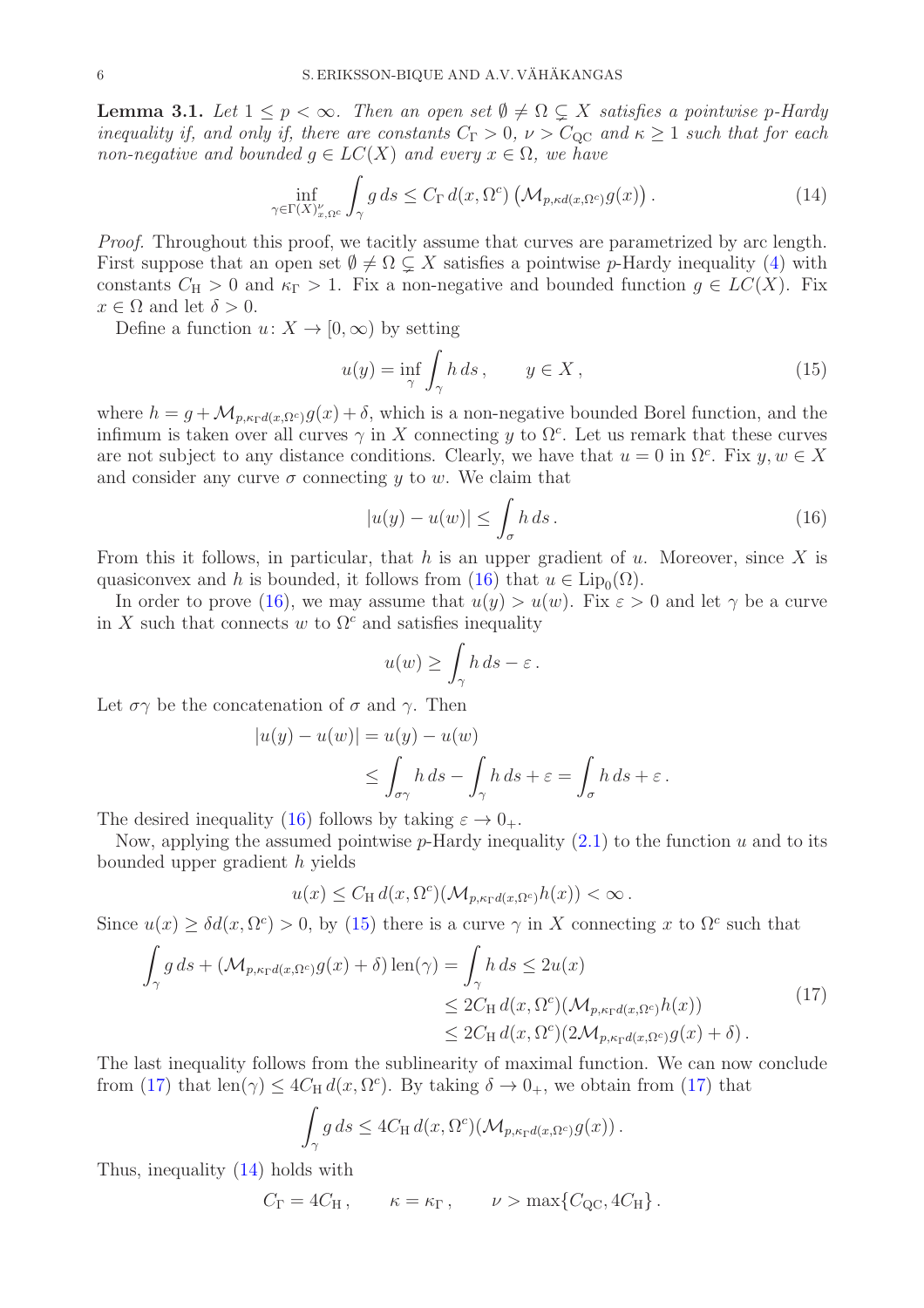**Lemma 3.1.** *Let $1 \le p < \infty$. Then an open set $\emptyset \neq \Omega \subsetneq X$ satisfies a pointwise $p$-Hardy inequality if, and only if, there are constants $C_\Gamma > 0$, $\nu > C_{\mathrm{QC}}$ and $\kappa \ge 1$ such that for each non-negative and bounded $g \in LC(X)$ and every $x \in \Omega$, we have*

$$\inf_{\gamma \in \Gamma(X)^{\nu}_{x,\Omega^c}} \int_\gamma g\, ds \le C_\Gamma\, d(x,\Omega^c) \left(\mathcal{M}_{p,\kappa d(x,\Omega^c)} g(x)\right). \tag{14}$$

*Proof.* Throughout this proof, we tacitly assume that curves are parametrized by arc length. First suppose that an open set $\emptyset \neq \Omega \subsetneq X$ satisfies a pointwise $p$-Hardy inequality (4) with constants $C_{\mathrm{H}} > 0$ and $\kappa_\Gamma > 1$. Fix a non-negative and bounded function $g \in LC(X)$. Fix $x \in \Omega$ and let $\delta > 0$.

Define a function $u \colon X \to [0,\infty)$ by setting

$$u(y) = \inf_\gamma \int_\gamma h\, ds\,, \qquad y \in X\,, \tag{15}$$

where $h = g + \mathcal{M}_{p,\kappa_\Gamma d(x,\Omega^c)} g(x) + \delta$, which is a non-negative bounded Borel function, and the infimum is taken over all curves $\gamma$ in $X$ connecting $y$ to $\Omega^c$. Let us remark that these curves are not subject to any distance conditions. Clearly, we have that $u = 0$ in $\Omega^c$. Fix $y, w \in X$ and consider any curve $\sigma$ connecting $y$ to $w$. We claim that

$$|u(y) - u(w)| \le \int_\sigma h\, ds\,. \tag{16}$$

From this it follows, in particular, that $h$ is an upper gradient of $u$. Moreover, since $X$ is quasiconvex and $h$ is bounded, it follows from (16) that $u \in \mathrm{Lip}_0(\Omega)$.

In order to prove (16), we may assume that $u(y) > u(w)$. Fix $\varepsilon > 0$ and let $\gamma$ be a curve in $X$ such that connects $w$ to $\Omega^c$ and satisfies inequality

$$u(w) \ge \int_\gamma h\, ds - \varepsilon\,.$$

Let $\sigma\gamma$ be the concatenation of $\sigma$ and $\gamma$. Then

$$\begin{aligned}
|u(y) - u(w)| &= u(y) - u(w) \\
&\le \int_{\sigma\gamma} h\, ds - \int_\gamma h\, ds + \varepsilon = \int_\sigma h\, ds + \varepsilon\,.
\end{aligned}$$

The desired inequality (16) follows by taking $\varepsilon \to 0_+$.

Now, applying the assumed pointwise $p$-Hardy inequality (2.1) to the function $u$ and to its bounded upper gradient $h$ yields

$$u(x) \le C_{\mathrm{H}}\, d(x,\Omega^c) (\mathcal{M}_{p,\kappa_\Gamma d(x,\Omega^c)} h(x)) < \infty\,.$$

Since $u(x) \ge \delta d(x,\Omega^c) > 0$, by (15) there is a curve $\gamma$ in $X$ connecting $x$ to $\Omega^c$ such that

$$\begin{aligned}
\int_\gamma g\, ds + (\mathcal{M}_{p,\kappa_\Gamma d(x,\Omega^c)} g(x) + \delta) \operatorname{len}(\gamma) = \int_\gamma h\, ds &\le 2u(x) \\
&\le 2C_{\mathrm{H}}\, d(x,\Omega^c) (\mathcal{M}_{p,\kappa_\Gamma d(x,\Omega^c)} h(x)) \\
&\le 2C_{\mathrm{H}}\, d(x,\Omega^c) (2\mathcal{M}_{p,\kappa_\Gamma d(x,\Omega^c)} g(x) + \delta)\,.
\end{aligned} \tag{17}$$

The last inequality follows from the sublinearity of maximal function. We can now conclude from (17) that $\operatorname{len}(\gamma) \le 4C_{\mathrm{H}}\, d(x,\Omega^c)$. By taking $\delta \to 0_+$, we obtain from (17) that

$$\int_\gamma g\, ds \le 4C_{\mathrm{H}}\, d(x,\Omega^c) (\mathcal{M}_{p,\kappa_\Gamma d(x,\Omega^c)} g(x))\,.$$

Thus, inequality (14) holds with

$$C_\Gamma = 4C_{\mathrm{H}}\,, \qquad \kappa = \kappa_\Gamma\,, \qquad \nu > \max\{C_{\mathrm{QC}}, 4C_{\mathrm{H}}\}\,.$$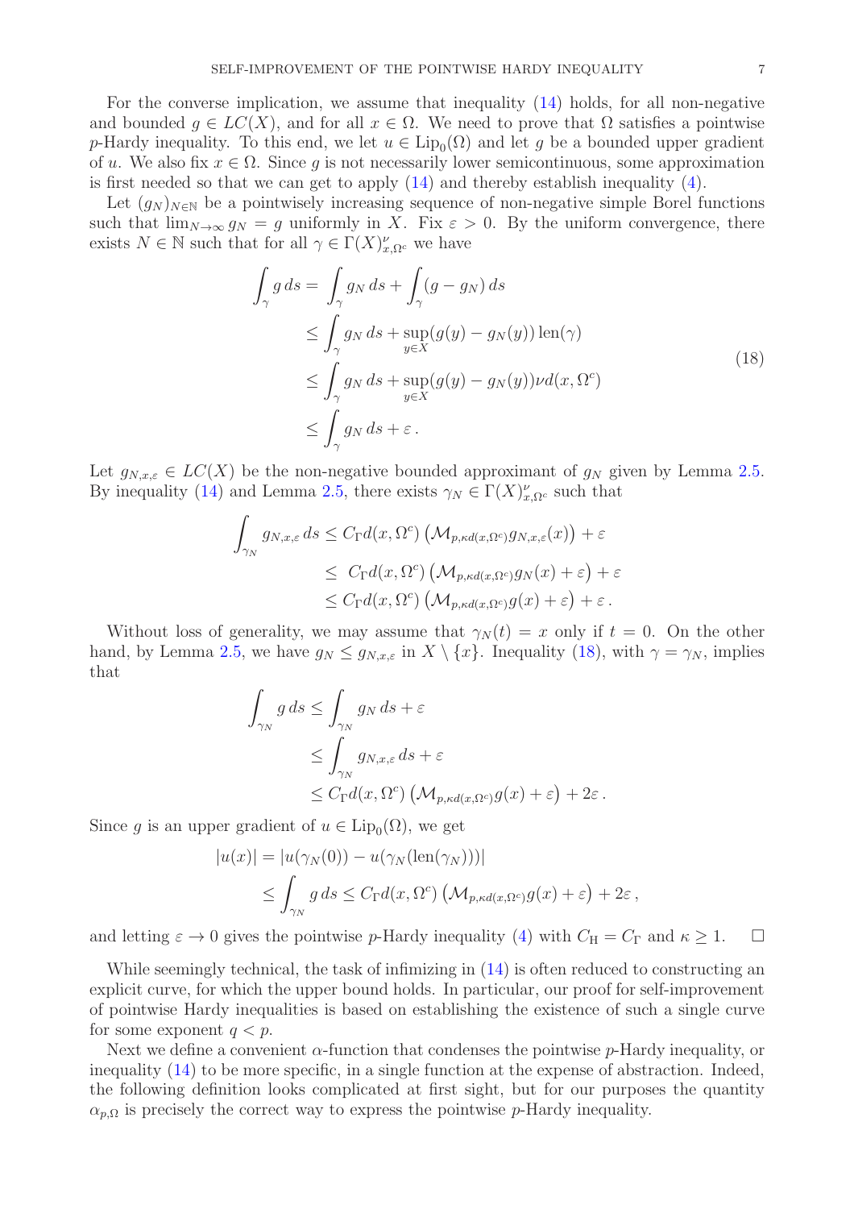For the converse implication, we assume that inequality (14) holds, for all non-negative and bounded $g \in LC(X)$, and for all $x \in \Omega$. We need to prove that $\Omega$ satisfies a pointwise $p$-Hardy inequality. To this end, we let $u \in \operatorname{Lip}_0(\Omega)$ and let $g$ be a bounded upper gradient of $u$. We also fix $x \in \Omega$. Since $g$ is not necessarily lower semicontinuous, some approximation is first needed so that we can get to apply (14) and thereby establish inequality (4).

Let $(g_N)_{N\in\mathbb{N}}$ be a pointwisely increasing sequence of non-negative simple Borel functions such that $\lim_{N\to\infty} g_N = g$ uniformly in $X$. Fix $\varepsilon > 0$. By the uniform convergence, there exists $N \in \mathbb{N}$ such that for all $\gamma \in \Gamma(X)^{\nu}_{x,\Omega^c}$ we have

$$
\begin{aligned}
\int_\gamma g\, ds &= \int_\gamma g_N\, ds + \int_\gamma (g - g_N)\, ds \\
&\leq \int_\gamma g_N\, ds + \sup_{y\in X}(g(y) - g_N(y)) \operatorname{len}(\gamma) \\
&\leq \int_\gamma g_N\, ds + \sup_{y\in X}(g(y) - g_N(y)) \nu d(x, \Omega^c) \\
&\leq \int_\gamma g_N\, ds + \varepsilon\,.
\end{aligned}
\tag{18}
$$

Let $g_{N,x,\varepsilon} \in LC(X)$ be the non-negative bounded approximant of $g_N$ given by Lemma 2.5. By inequality (14) and Lemma 2.5, there exists $\gamma_N \in \Gamma(X)^{\nu}_{x,\Omega^c}$ such that

$$
\begin{aligned}
\int_{\gamma_N} g_{N,x,\varepsilon}\, ds &\leq C_\Gamma d(x, \Omega^c) \left(\mathcal{M}_{p,\kappa d(x,\Omega^c)} g_{N,x,\varepsilon}(x)\right) + \varepsilon \\
&\leq\ C_\Gamma d(x, \Omega^c) \left(\mathcal{M}_{p,\kappa d(x,\Omega^c)} g_N(x) + \varepsilon\right) + \varepsilon \\
&\leq C_\Gamma d(x, \Omega^c) \left(\mathcal{M}_{p,\kappa d(x,\Omega^c)} g(x) + \varepsilon\right) + \varepsilon\,.
\end{aligned}
$$

Without loss of generality, we may assume that $\gamma_N(t) = x$ only if $t = 0$. On the other hand, by Lemma 2.5, we have $g_N \leq g_{N,x,\varepsilon}$ in $X \setminus \{x\}$. Inequality (18), with $\gamma = \gamma_N$, implies that

$$
\begin{aligned}
\int_{\gamma_N} g\, ds &\leq \int_{\gamma_N} g_N\, ds + \varepsilon \\
&\leq \int_{\gamma_N} g_{N,x,\varepsilon}\, ds + \varepsilon \\
&\leq C_\Gamma d(x, \Omega^c) \left(\mathcal{M}_{p,\kappa d(x,\Omega^c)} g(x) + \varepsilon\right) + 2\varepsilon\,.
\end{aligned}
$$

Since $g$ is an upper gradient of $u \in \operatorname{Lip}_0(\Omega)$, we get

$$
\begin{aligned}
|u(x)| &= |u(\gamma_N(0)) - u(\gamma_N(\operatorname{len}(\gamma_N)))| \\
&\leq \int_{\gamma_N} g\, ds \leq C_\Gamma d(x, \Omega^c) \left(\mathcal{M}_{p,\kappa d(x,\Omega^c)} g(x) + \varepsilon\right) + 2\varepsilon\,,
\end{aligned}
$$

and letting $\varepsilon \to 0$ gives the pointwise $p$-Hardy inequality (4) with $C_{\mathrm{H}} = C_\Gamma$ and $\kappa \geq 1$. $\square$

While seemingly technical, the task of infimizing in (14) is often reduced to constructing an explicit curve, for which the upper bound holds. In particular, our proof for self-improvement of pointwise Hardy inequalities is based on establishing the existence of such a single curve for some exponent $q < p$.

Next we define a convenient $\alpha$-function that condenses the pointwise $p$-Hardy inequality, or inequality (14) to be more specific, in a single function at the expense of abstraction. Indeed, the following definition looks complicated at first sight, but for our purposes the quantity $\alpha_{p,\Omega}$ is precisely the correct way to express the pointwise $p$-Hardy inequality.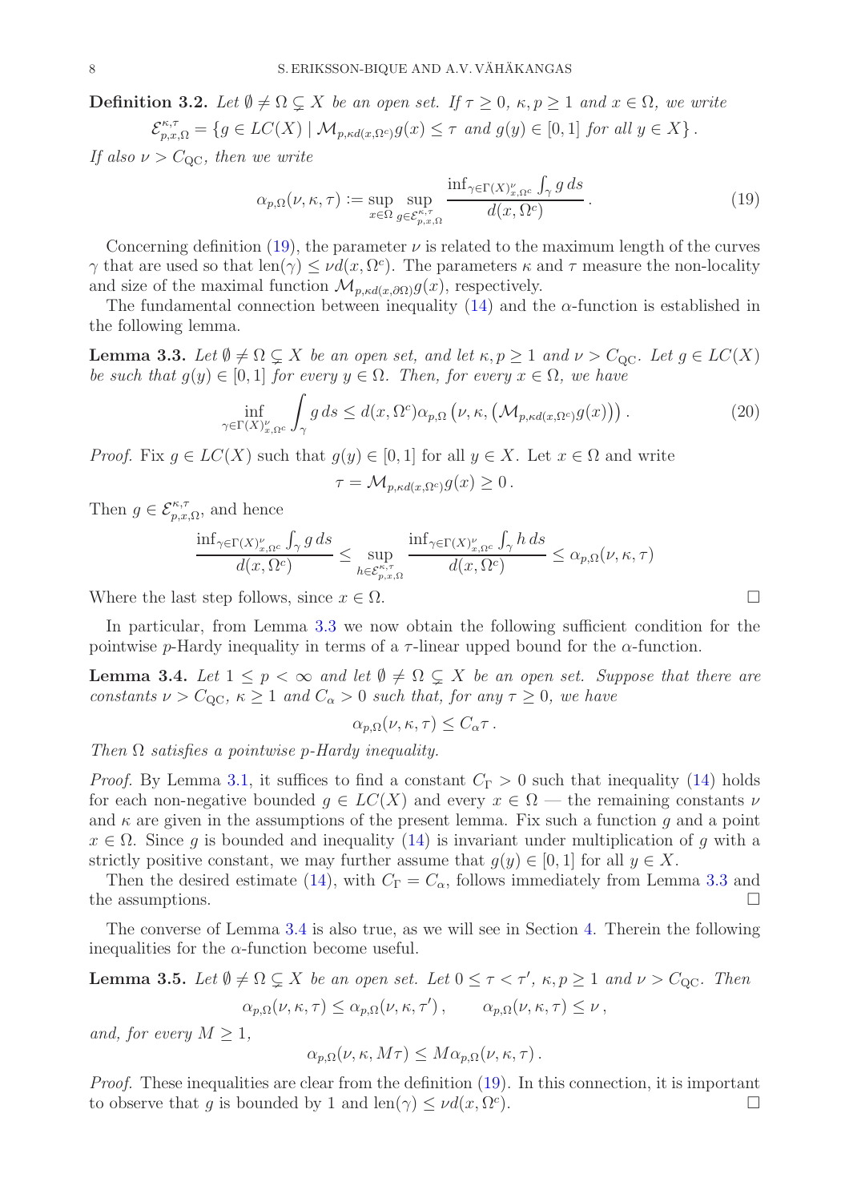**Definition 3.2.** *Let $\emptyset \neq \Omega \subsetneq X$ be an open set. If $\tau \geq 0$, $\kappa, p \geq 1$ and $x \in \Omega$, we write*

$$\mathcal{E}^{\kappa,\tau}_{p,x,\Omega} = \{ g \in LC(X) \mid \mathcal{M}_{p,\kappa d(x,\Omega^c)} g(x) \leq \tau \text{ and } g(y) \in [0,1] \text{ for all } y \in X \} .$$

*If also $\nu > C_{\rm QC}$, then we write*

$$\alpha_{p,\Omega}(\nu,\kappa,\tau) := \sup_{x\in\Omega} \sup_{g \in \mathcal{E}^{\kappa,\tau}_{p,x,\Omega}} \frac{\inf_{\gamma \in \Gamma(X)^{\nu}_{x,\Omega^c}} \int_\gamma g \, ds}{d(x,\Omega^c)} . \tag{19}$$

Concerning definition (19), the parameter $\nu$ is related to the maximum length of the curves $\gamma$ that are used so that $\operatorname{len}(\gamma) \leq \nu d(x,\Omega^c)$. The parameters $\kappa$ and $\tau$ measure the non-locality and size of the maximal function $\mathcal{M}_{p,\kappa d(x,\partial\Omega)} g(x)$, respectively.

The fundamental connection between inequality (14) and the $\alpha$-function is established in the following lemma.

**Lemma 3.3.** *Let $\emptyset \neq \Omega \subsetneq X$ be an open set, and let $\kappa, p \geq 1$ and $\nu > C_{\rm QC}$. Let $g \in LC(X)$ be such that $g(y) \in [0,1]$ for every $y \in \Omega$. Then, for every $x \in \Omega$, we have*

$$\inf_{\gamma \in \Gamma(X)^{\nu}_{x,\Omega^c}} \int_\gamma g \, ds \leq d(x,\Omega^c) \alpha_{p,\Omega}\left(\nu,\kappa, \left(\mathcal{M}_{p,\kappa d(x,\Omega^c)} g(x)\right)\right) . \tag{20}$$

*Proof.* Fix $g \in LC(X)$ such that $g(y) \in [0,1]$ for all $y \in X$. Let $x \in \Omega$ and write

$$\tau = \mathcal{M}_{p,\kappa d(x,\Omega^c)} g(x) \geq 0 .$$

Then $g \in \mathcal{E}^{\kappa,\tau}_{p,x,\Omega}$, and hence

$$\frac{\inf_{\gamma \in \Gamma(X)^{\nu}_{x,\Omega^c}} \int_\gamma g \, ds}{d(x,\Omega^c)} \leq \sup_{h \in \mathcal{E}^{\kappa,\tau}_{p,x,\Omega}} \frac{\inf_{\gamma \in \Gamma(X)^{\nu}_{x,\Omega^c}} \int_\gamma h \, ds}{d(x,\Omega^c)} \leq \alpha_{p,\Omega}(\nu,\kappa,\tau)$$

Where the last step follows, since $x \in \Omega$. □

In particular, from Lemma 3.3 we now obtain the following sufficient condition for the pointwise $p$-Hardy inequality in terms of a $\tau$-linear upped bound for the $\alpha$-function.

**Lemma 3.4.** *Let $1 \leq p < \infty$ and let $\emptyset \neq \Omega \subsetneq X$ be an open set. Suppose that there are constants $\nu > C_{\rm QC}$, $\kappa \geq 1$ and $C_\alpha > 0$ such that, for any $\tau \geq 0$, we have*

$$\alpha_{p,\Omega}(\nu,\kappa,\tau) \leq C_\alpha \tau .$$

*Then $\Omega$ satisfies a pointwise $p$-Hardy inequality.*

*Proof.* By Lemma 3.1, it suffices to find a constant $C_\Gamma > 0$ such that inequality (14) holds for each non-negative bounded $g \in LC(X)$ and every $x \in \Omega$ — the remaining constants $\nu$ and $\kappa$ are given in the assumptions of the present lemma. Fix such a function $g$ and a point $x \in \Omega$. Since $g$ is bounded and inequality (14) is invariant under multiplication of $g$ with a strictly positive constant, we may further assume that $g(y) \in [0,1]$ for all $y \in X$.

Then the desired estimate (14), with $C_\Gamma = C_\alpha$, follows immediately from Lemma 3.3 and the assumptions. □

The converse of Lemma 3.4 is also true, as we will see in Section 4. Therein the following inequalities for the $\alpha$-function become useful.

**Lemma 3.5.** *Let $\emptyset \neq \Omega \subsetneq X$ be an open set. Let $0 \leq \tau < \tau'$, $\kappa, p \geq 1$ and $\nu > C_{\rm QC}$. Then*

$$\alpha_{p,\Omega}(\nu,\kappa,\tau) \leq \alpha_{p,\Omega}(\nu,\kappa,\tau') , \qquad \alpha_{p,\Omega}(\nu,\kappa,\tau) \leq \nu ,$$

*and, for every $M \geq 1$,*

$$\alpha_{p,\Omega}(\nu,\kappa,M\tau) \leq M \alpha_{p,\Omega}(\nu,\kappa,\tau) .$$

*Proof.* These inequalities are clear from the definition (19). In this connection, it is important to observe that $g$ is bounded by 1 and $\operatorname{len}(\gamma) \leq \nu d(x,\Omega^c)$. □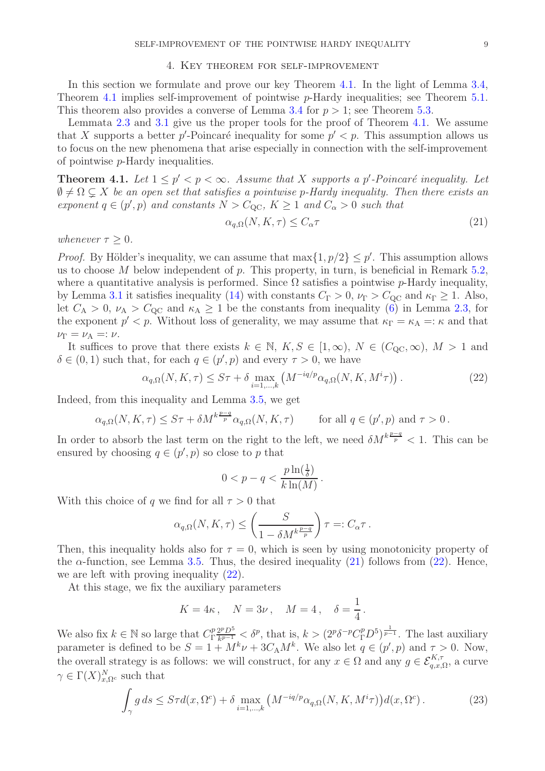## 4. Key theorem for self-improvement

In this section we formulate and prove our key Theorem 4.1. In the light of Lemma 3.4, Theorem 4.1 implies self-improvement of pointwise $p$-Hardy inequalities; see Theorem 5.1. This theorem also provides a converse of Lemma 3.4 for $p > 1$; see Theorem 5.3.

Lemmata 2.3 and 3.1 give us the proper tools for the proof of Theorem 4.1. We assume that $X$ supports a better $p'$-Poincaré inequality for some $p' < p$. This assumption allows us to focus on the new phenomena that arise especially in connection with the self-improvement of pointwise $p$-Hardy inequalities.

**Theorem 4.1.** *Let $1 \le p' < p < \infty$. Assume that $X$ supports a $p'$-Poincaré inequality. Let $\emptyset \ne \Omega \subsetneq X$ be an open set that satisfies a pointwise $p$-Hardy inequality. Then there exists an exponent $q \in (p', p)$ and constants $N > C_{\mathrm{QC}}$, $K \ge 1$ and $C_\alpha > 0$ such that*

$$\alpha_{q,\Omega}(N, K, \tau) \le C_\alpha \tau \tag{21}$$

*whenever $\tau \ge 0$.*

*Proof.* By Hölder's inequality, we can assume that $\max\{1, p/2\} \le p'$. This assumption allows us to choose $M$ below independent of $p$. This property, in turn, is beneficial in Remark 5.2, where a quantitative analysis is performed. Since $\Omega$ satisfies a pointwise $p$-Hardy inequality, by Lemma 3.1 it satisfies inequality (14) with constants $C_\Gamma > 0$, $\nu_\Gamma > C_{\mathrm{QC}}$ and $\kappa_\Gamma \ge 1$. Also, let $C_{\mathrm{A}} > 0$, $\nu_{\mathrm{A}} > C_{\mathrm{QC}}$ and $\kappa_{\mathrm{A}} \ge 1$ be the constants from inequality (6) in Lemma 2.3, for the exponent $p' < p$. Without loss of generality, we may assume that $\kappa_\Gamma = \kappa_{\mathrm{A}} =: \kappa$ and that $\nu_\Gamma = \nu_{\mathrm{A}} =: \nu$.

It suffices to prove that there exists $k \in \mathbb{N}$, $K, S \in [1, \infty)$, $N \in (C_{\mathrm{QC}}, \infty)$, $M > 1$ and $\delta \in (0, 1)$ such that, for each $q \in (p', p)$ and every $\tau > 0$, we have

$$\alpha_{q,\Omega}(N, K, \tau) \le S\tau + \delta \max_{i=1,\dots,k} \left( M^{-iq/p} \alpha_{q,\Omega}(N, K, M^i \tau) \right). \tag{22}$$

Indeed, from this inequality and Lemma 3.5, we get

$$\alpha_{q,\Omega}(N, K, \tau) \le S\tau + \delta M^{k\frac{p-q}{p}} \alpha_{q,\Omega}(N, K, \tau) \qquad \text{for all } q \in (p', p) \text{ and } \tau > 0\,.$$

In order to absorb the last term on the right to the left, we need $\delta M^{k\frac{p-q}{p}} < 1$. This can be ensured by choosing $q \in (p', p)$ so close to $p$ that

$$0 < p - q < \frac{p \ln(\frac{1}{\delta})}{k \ln(M)}\,.$$

With this choice of $q$ we find for all $\tau > 0$ that

$$\alpha_{q,\Omega}(N, K, \tau) \le \left( \frac{S}{1 - \delta M^{k\frac{p-q}{p}}} \right) \tau =: C_\alpha \tau\,.$$

Then, this inequality holds also for $\tau = 0$, which is seen by using monotonicity property of the $\alpha$-function, see Lemma 3.5. Thus, the desired inequality (21) follows from (22). Hence, we are left with proving inequality (22).

At this stage, we fix the auxiliary parameters

$$K = 4\kappa\,, \quad N = 3\nu\,, \quad M = 4\,, \quad \delta = \frac{1}{4}\,.$$

We also fix $k \in \mathbb{N}$ so large that $C_\Gamma^p \frac{2^p D^5}{k^{p-1}} < \delta^p$, that is, $k > (2^p \delta^{-p} C_\Gamma^p D^5)^{\frac{1}{p-1}}$. The last auxiliary parameter is defined to be $S = 1 + M^k \nu + 3C_{\mathrm{A}} M^k$. We also let $q \in (p', p)$ and $\tau > 0$. Now, the overall strategy is as follows: we will construct, for any $x \in \Omega$ and any $g \in \mathcal{E}^{K,\tau}_{q,x,\Omega}$, a curve $\gamma \in \Gamma(X)^N_{x,\Omega^c}$ such that

$$\int_\gamma g\, ds \le S\tau d(x, \Omega^c) + \delta \max_{i=1,\dots,k} \left( M^{-iq/p} \alpha_{q,\Omega}(N, K, M^i \tau) \right) d(x, \Omega^c)\,. \tag{23}$$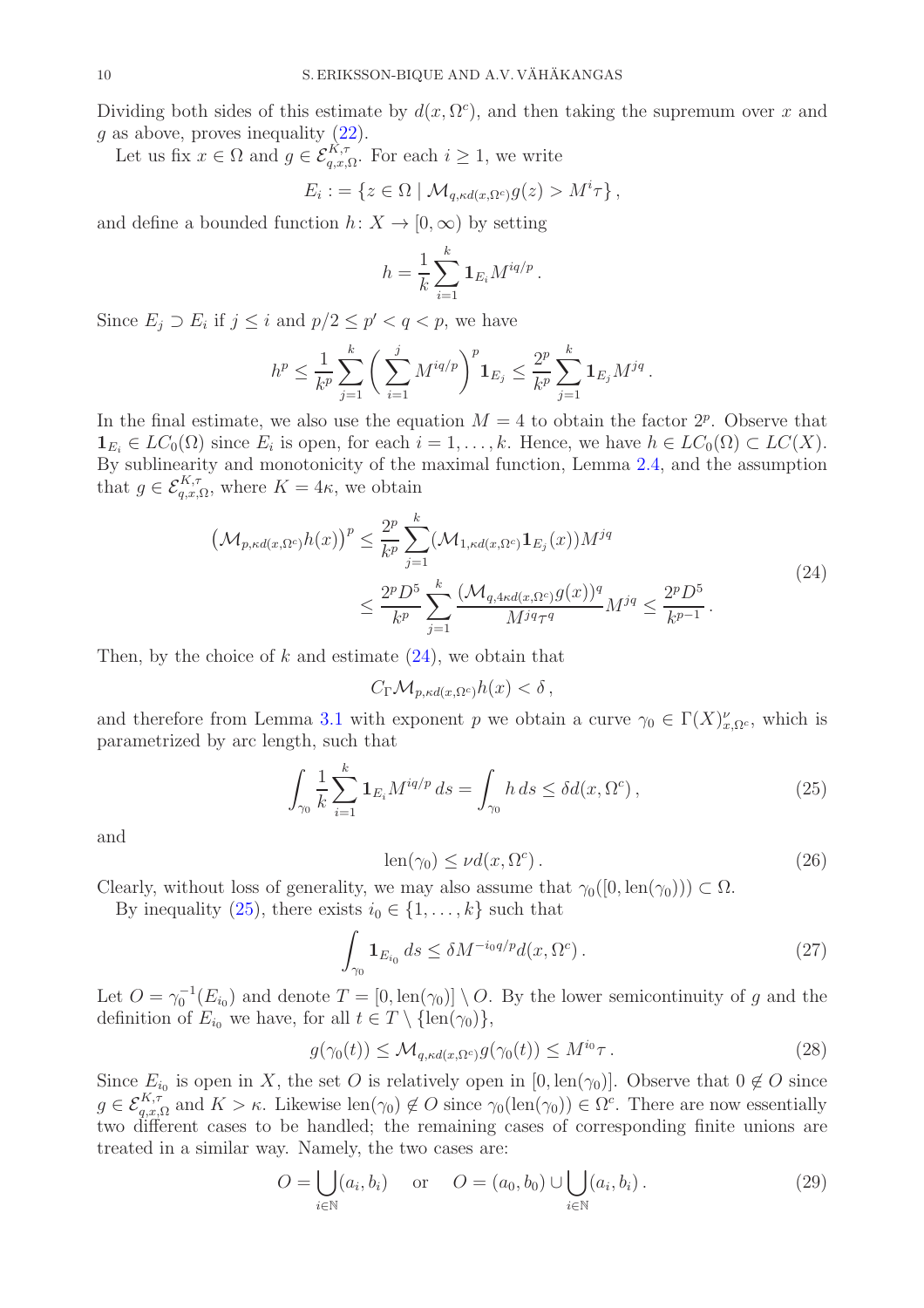Dividing both sides of this estimate by $d(x,\Omega^c)$, and then taking the supremum over $x$ and $g$ as above, proves inequality (22).

Let us fix $x \in \Omega$ and $g \in \mathcal{E}^{K,\tau}_{q,x,\Omega}$. For each $i \geq 1$, we write

$$E_i := \{z \in \Omega \mid \mathcal{M}_{q,\kappa d(x,\Omega^c)} g(z) > M^i \tau\} ,$$

and define a bounded function $h \colon X \to [0,\infty)$ by setting

$$h = \frac{1}{k} \sum_{i=1}^{k} \mathbf{1}_{E_i} M^{iq/p} .$$

Since $E_j \supset E_i$ if $j \leq i$ and $p/2 \leq p' < q < p$, we have

$$h^p \leq \frac{1}{k^p} \sum_{j=1}^{k} \left( \sum_{i=1}^{j} M^{iq/p} \right)^p \mathbf{1}_{E_j} \leq \frac{2^p}{k^p} \sum_{j=1}^{k} \mathbf{1}_{E_j} M^{jq} .$$

In the final estimate, we also use the equation $M = 4$ to obtain the factor $2^p$. Observe that $\mathbf{1}_{E_i} \in LC_0(\Omega)$ since $E_i$ is open, for each $i = 1, \ldots, k$. Hence, we have $h \in LC_0(\Omega) \subset LC(X)$. By sublinearity and monotonicity of the maximal function, Lemma 2.4, and the assumption that $g \in \mathcal{E}^{K,\tau}_{q,x,\Omega}$, where $K = 4\kappa$, we obtain

$$\begin{aligned}
\big(\mathcal{M}_{p,\kappa d(x,\Omega^c)} h(x)\big)^p &\leq \frac{2^p}{k^p} \sum_{j=1}^{k} (\mathcal{M}_{1,\kappa d(x,\Omega^c)} \mathbf{1}_{E_j}(x)) M^{jq} \\
&\leq \frac{2^p D^5}{k^p} \sum_{j=1}^{k} \frac{(\mathcal{M}_{q,4\kappa d(x,\Omega^c)} g(x))^q}{M^{jq}\tau^q} M^{jq} \leq \frac{2^p D^5}{k^{p-1}} .
\end{aligned} \tag{24}$$

Then, by the choice of $k$ and estimate (24), we obtain that

$$C_\Gamma \mathcal{M}_{p,\kappa d(x,\Omega^c)} h(x) < \delta ,$$

and therefore from Lemma 3.1 with exponent $p$ we obtain a curve $\gamma_0 \in \Gamma(X)^{\nu}_{x,\Omega^c}$, which is parametrized by arc length, such that

$$\int_{\gamma_0} \frac{1}{k} \sum_{i=1}^{k} \mathbf{1}_{E_i} M^{iq/p} \, ds = \int_{\gamma_0} h \, ds \leq \delta d(x,\Omega^c) , \tag{25}$$

and

$$\mathrm{len}(\gamma_0) \leq \nu d(x,\Omega^c) . \tag{26}$$

Clearly, without loss of generality, we may also assume that $\gamma_0([0,\mathrm{len}(\gamma_0))) \subset \Omega$.

By inequality (25), there exists $i_0 \in \{1,\ldots,k\}$ such that

$$\int_{\gamma_0} \mathbf{1}_{E_{i_0}} \, ds \leq \delta M^{-i_0 q/p} d(x,\Omega^c) . \tag{27}$$

Let $O = \gamma_0^{-1}(E_{i_0})$ and denote $T = [0,\mathrm{len}(\gamma_0)] \setminus O$. By the lower semicontinuity of $g$ and the definition of $E_{i_0}$ we have, for all $t \in T \setminus \{\mathrm{len}(\gamma_0)\}$,

$$g(\gamma_0(t)) \leq \mathcal{M}_{q,\kappa d(x,\Omega^c)} g(\gamma_0(t)) \leq M^{i_0} \tau . \tag{28}$$

Since $E_{i_0}$ is open in $X$, the set $O$ is relatively open in $[0,\mathrm{len}(\gamma_0)]$. Observe that $0 \notin O$ since $g \in \mathcal{E}^{K,\tau}_{q,x,\Omega}$ and $K > \kappa$. Likewise $\mathrm{len}(\gamma_0) \notin O$ since $\gamma_0(\mathrm{len}(\gamma_0)) \in \Omega^c$. There are now essentially two different cases to be handled; the remaining cases of corresponding finite unions are treated in a similar way. Namely, the two cases are:

$$O = \bigcup_{i \in \mathbb{N}} (a_i, b_i) \quad \text{ or } \quad O = (a_0, b_0) \cup \bigcup_{i \in \mathbb{N}} (a_i, b_i) . \tag{29}$$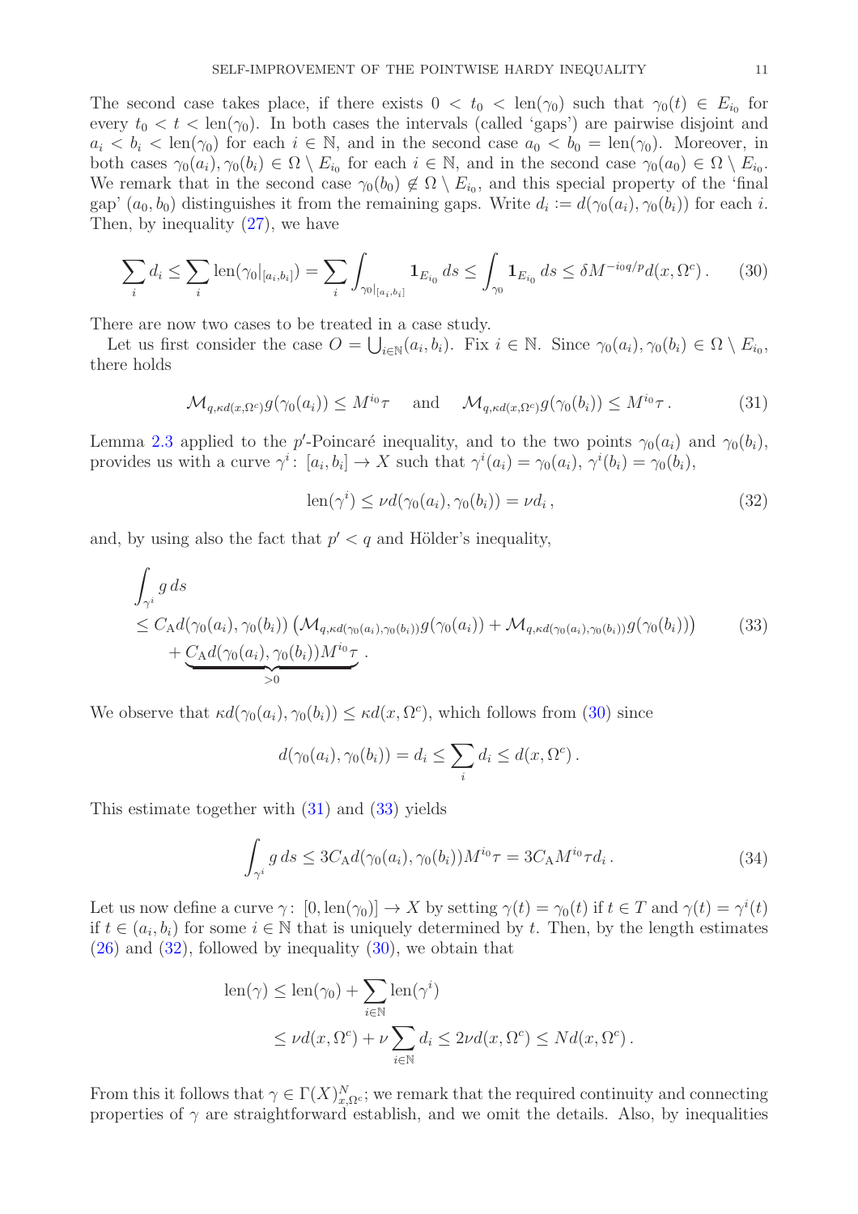The second case takes place, if there exists $0 < t_0 < \mathrm{len}(\gamma_0)$ such that $\gamma_0(t) \in E_{i_0}$ for every $t_0 < t < \mathrm{len}(\gamma_0)$. In both cases the intervals (called 'gaps') are pairwise disjoint and $a_i < b_i < \mathrm{len}(\gamma_0)$ for each $i \in \mathbb{N}$, and in the second case $a_0 < b_0 = \mathrm{len}(\gamma_0)$. Moreover, in both cases $\gamma_0(a_i), \gamma_0(b_i) \in \Omega \setminus E_{i_0}$ for each $i \in \mathbb{N}$, and in the second case $\gamma_0(a_0) \in \Omega \setminus E_{i_0}$. We remark that in the second case $\gamma_0(b_0) \notin \Omega \setminus E_{i_0}$, and this special property of the 'final gap' $(a_0, b_0)$ distinguishes it from the remaining gaps. Write $d_i := d(\gamma_0(a_i), \gamma_0(b_i))$ for each $i$. Then, by inequality (27), we have

$$\sum_i d_i \leq \sum_i \mathrm{len}(\gamma_0|_{[a_i,b_i]}) = \sum_i \int_{\gamma_0|_{[a_i,b_i]}} \mathbf{1}_{E_{i_0}}\, ds \leq \int_{\gamma_0} \mathbf{1}_{E_{i_0}}\, ds \leq \delta M^{-i_0 q/p} d(x, \Omega^c)\,. \tag{30}$$

There are now two cases to be treated in a case study.

Let us first consider the case $O = \bigcup_{i\in\mathbb{N}} (a_i, b_i)$. Fix $i \in \mathbb{N}$. Since $\gamma_0(a_i), \gamma_0(b_i) \in \Omega \setminus E_{i_0}$, there holds

$$\mathcal{M}_{q,\kappa d(x,\Omega^c)} g(\gamma_0(a_i)) \leq M^{i_0}\tau \quad \text{ and } \quad \mathcal{M}_{q,\kappa d(x,\Omega^c)} g(\gamma_0(b_i)) \leq M^{i_0}\tau\,. \tag{31}$$

Lemma 2.3 applied to the $p'$-Poincaré inequality, and to the two points $\gamma_0(a_i)$ and $\gamma_0(b_i)$, provides us with a curve $\gamma^i \colon [a_i, b_i] \to X$ such that $\gamma^i(a_i) = \gamma_0(a_i)$, $\gamma^i(b_i) = \gamma_0(b_i)$,

$$\mathrm{len}(\gamma^i) \leq \nu d(\gamma_0(a_i), \gamma_0(b_i)) = \nu d_i\,, \tag{32}$$

and, by using also the fact that $p' < q$ and Hölder's inequality,

$$\begin{aligned}
&\int_{\gamma^i} g\, ds \\
&\leq C_{\mathrm{A}} d(\gamma_0(a_i), \gamma_0(b_i)) \left( \mathcal{M}_{q,\kappa d(\gamma_0(a_i),\gamma_0(b_i))} g(\gamma_0(a_i)) + \mathcal{M}_{q,\kappa d(\gamma_0(a_i),\gamma_0(b_i))} g(\gamma_0(b_i)) \right) \\
&\quad + \underbrace{C_{\mathrm{A}} d(\gamma_0(a_i), \gamma_0(b_i)) M^{i_0}\tau}_{>0}\,.
\end{aligned} \tag{33}$$

We observe that $\kappa d(\gamma_0(a_i), \gamma_0(b_i)) \leq \kappa d(x, \Omega^c)$, which follows from (30) since

$$d(\gamma_0(a_i), \gamma_0(b_i)) = d_i \leq \sum_i d_i \leq d(x, \Omega^c)\,.$$

This estimate together with (31) and (33) yields

$$\int_{\gamma^i} g\, ds \leq 3C_{\mathrm{A}} d(\gamma_0(a_i), \gamma_0(b_i)) M^{i_0}\tau = 3C_{\mathrm{A}} M^{i_0}\tau d_i\,. \tag{34}$$

Let us now define a curve $\gamma \colon [0, \mathrm{len}(\gamma_0)] \to X$ by setting $\gamma(t) = \gamma_0(t)$ if $t \in T$ and $\gamma(t) = \gamma^i(t)$ if $t \in (a_i, b_i)$ for some $i \in \mathbb{N}$ that is uniquely determined by $t$. Then, by the length estimates (26) and (32), followed by inequality (30), we obtain that

$$\begin{aligned}
\mathrm{len}(\gamma) &\leq \mathrm{len}(\gamma_0) + \sum_{i\in\mathbb{N}} \mathrm{len}(\gamma^i) \\
&\leq \nu d(x, \Omega^c) + \nu \sum_{i\in\mathbb{N}} d_i \leq 2\nu d(x, \Omega^c) \leq N d(x, \Omega^c)\,.
\end{aligned}$$

From this it follows that $\gamma \in \Gamma(X)^N_{x,\Omega^c}$; we remark that the required continuity and connecting properties of $\gamma$ are straightforward establish, and we omit the details. Also, by inequalities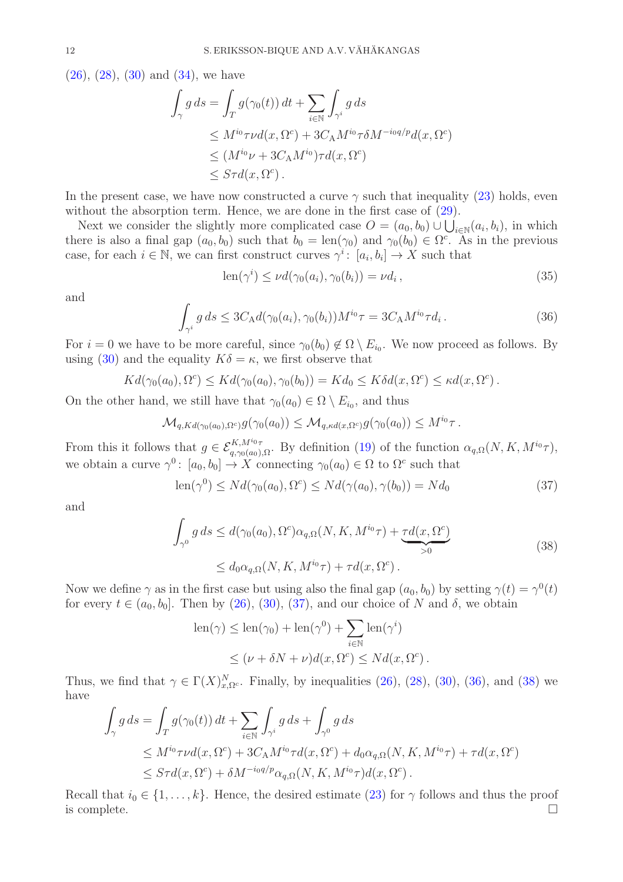(26), (28), (30) and (34), we have

$$
\begin{aligned}
\int_\gamma g\,ds &= \int_T g(\gamma_0(t))\,dt + \sum_{i\in\mathbb{N}} \int_{\gamma^i} g\,ds \\
&\le M^{i_0}\tau\nu d(x,\Omega^c) + 3C_{\mathrm{A}}M^{i_0}\tau\delta M^{-i_0 q/p} d(x,\Omega^c) \\
&\le (M^{i_0}\nu + 3C_{\mathrm{A}}M^{i_0})\tau d(x,\Omega^c) \\
&\le S\tau d(x,\Omega^c)\,.
\end{aligned}
$$

In the present case, we have now constructed a curve $\gamma$ such that inequality (23) holds, even without the absorption term. Hence, we are done in the first case of (29).

Next we consider the slightly more complicated case $O = (a_0,b_0)\cup\bigcup_{i\in\mathbb{N}}(a_i,b_i)$, in which there is also a final gap $(a_0,b_0)$ such that $b_0 = \mathrm{len}(\gamma_0)$ and $\gamma_0(b_0)\in\Omega^c$. As in the previous case, for each $i\in\mathbb{N}$, we can first construct curves $\gamma^i\colon [a_i,b_i]\to X$ such that

$$
\mathrm{len}(\gamma^i) \le \nu d(\gamma_0(a_i),\gamma_0(b_i)) = \nu d_i\,, \tag{35}
$$

and

$$
\int_{\gamma^i} g\,ds \le 3C_{\mathrm{A}} d(\gamma_0(a_i),\gamma_0(b_i)) M^{i_0}\tau = 3C_{\mathrm{A}}M^{i_0}\tau d_i\,. \tag{36}
$$

For $i=0$ we have to be more careful, since $\gamma_0(b_0)\notin \Omega\setminus E_{i_0}$. We now proceed as follows. By using (30) and the equality $K\delta=\kappa$, we first observe that

$$
Kd(\gamma_0(a_0),\Omega^c) \le Kd(\gamma_0(a_0),\gamma_0(b_0)) = Kd_0 \le K\delta d(x,\Omega^c) \le \kappa d(x,\Omega^c)\,.
$$

On the other hand, we still have that $\gamma_0(a_0)\in\Omega\setminus E_{i_0}$, and thus

$$
\mathcal{M}_{q,Kd(\gamma_0(a_0),\Omega^c)} g(\gamma_0(a_0)) \le \mathcal{M}_{q,\kappa d(x,\Omega^c)} g(\gamma_0(a_0)) \le M^{i_0}\tau\,.
$$

From this it follows that $g\in\mathcal{E}^{K,M^{i_0}\tau}_{q,\gamma_0(a_0),\Omega}$. By definition (19) of the function $\alpha_{q,\Omega}(N,K,M^{i_0}\tau)$, we obtain a curve $\gamma^0\colon [a_0,b_0]\to X$ connecting $\gamma_0(a_0)\in\Omega$ to $\Omega^c$ such that

$$
\mathrm{len}(\gamma^0) \le Nd(\gamma_0(a_0),\Omega^c) \le Nd(\gamma(a_0),\gamma(b_0)) = Nd_0 \tag{37}
$$

and

$$
\begin{aligned}
\int_{\gamma^0} g\,ds &\le d(\gamma_0(a_0),\Omega^c)\alpha_{q,\Omega}(N,K,M^{i_0}\tau) + \underbrace{\tau d(x,\Omega^c)}_{>0} \\
&\le d_0\alpha_{q,\Omega}(N,K,M^{i_0}\tau) + \tau d(x,\Omega^c)\,.
\end{aligned} \tag{38}
$$

Now we define $\gamma$ as in the first case but using also the final gap $(a_0,b_0)$ by setting $\gamma(t)=\gamma^0(t)$ for every $t\in(a_0,b_0]$. Then by (26), (30), (37), and our choice of $N$ and $\delta$, we obtain

$$
\begin{aligned}
\mathrm{len}(\gamma) &\le \mathrm{len}(\gamma_0) + \mathrm{len}(\gamma^0) + \sum_{i\in\mathbb{N}}\mathrm{len}(\gamma^i) \\
&\le (\nu + \delta N + \nu) d(x,\Omega^c) \le Nd(x,\Omega^c)\,.
\end{aligned}
$$

Thus, we find that $\gamma\in\Gamma(X)^N_{x,\Omega^c}$. Finally, by inequalities (26), (28), (30), (36), and (38) we have

$$
\begin{aligned}
\int_\gamma g\,ds &= \int_T g(\gamma_0(t))\,dt + \sum_{i\in\mathbb{N}}\int_{\gamma^i} g\,ds + \int_{\gamma^0} g\,ds \\
&\le M^{i_0}\tau\nu d(x,\Omega^c) + 3C_{\mathrm{A}}M^{i_0}\tau d(x,\Omega^c) + d_0\alpha_{q,\Omega}(N,K,M^{i_0}\tau) + \tau d(x,\Omega^c) \\
&\le S\tau d(x,\Omega^c) + \delta M^{-i_0 q/p}\alpha_{q,\Omega}(N,K,M^{i_0}\tau) d(x,\Omega^c)\,.
\end{aligned}
$$

Recall that $i_0\in\{1,\ldots,k\}$. Hence, the desired estimate (23) for $\gamma$ follows and thus the proof is complete. $\square$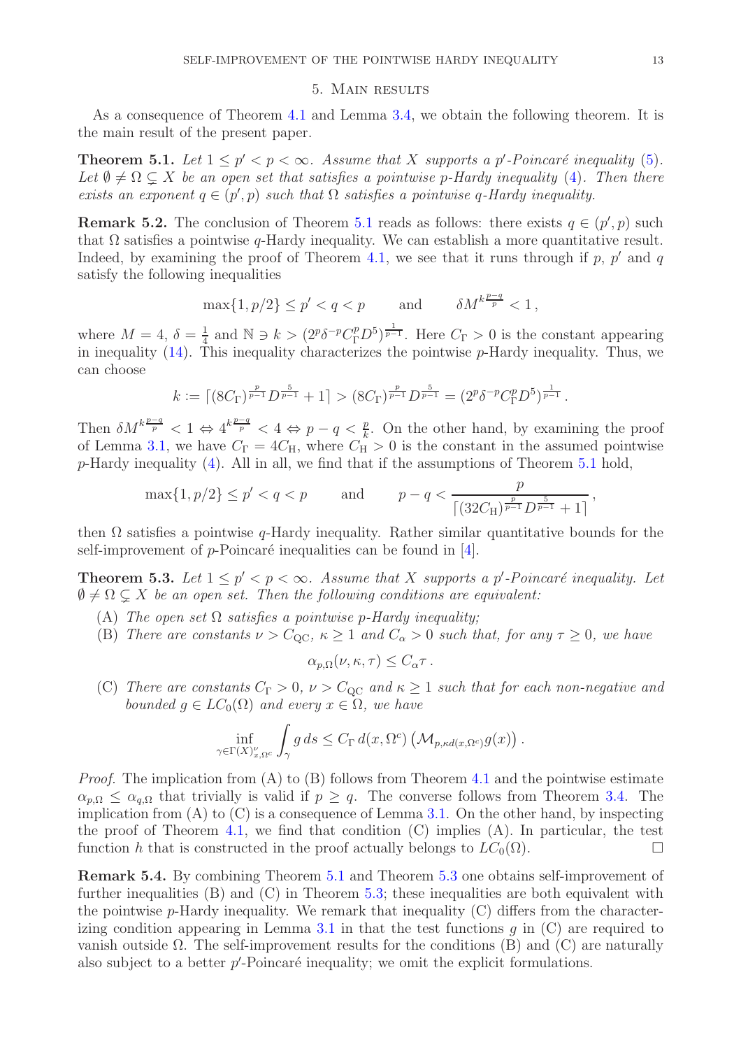## 5. Main results

As a consequence of Theorem 4.1 and Lemma 3.4, we obtain the following theorem. It is the main result of the present paper.

**Theorem 5.1.** *Let $1 \le p' < p < \infty$. Assume that $X$ supports a $p'$-Poincaré inequality (5). Let $\emptyset \ne \Omega \subsetneq X$ be an open set that satisfies a pointwise $p$-Hardy inequality (4). Then there exists an exponent $q \in (p', p)$ such that $\Omega$ satisfies a pointwise $q$-Hardy inequality.*

**Remark 5.2.** The conclusion of Theorem 5.1 reads as follows: there exists $q \in (p', p)$ such that $\Omega$ satisfies a pointwise $q$-Hardy inequality. We can establish a more quantitative result. Indeed, by examining the proof of Theorem 4.1, we see that it runs through if $p$, $p'$ and $q$ satisfy the following inequalities

$$\max\{1, p/2\} \le p' < q < p \qquad \text{and} \qquad \delta M^{k\frac{p-q}{p}} < 1\,,$$

where $M = 4$, $\delta = \frac{1}{4}$ and $\mathbb{N} \ni k > (2^p \delta^{-p} C_\Gamma^p D^5)^{\frac{1}{p-1}}$. Here $C_\Gamma > 0$ is the constant appearing in inequality (14). This inequality characterizes the pointwise $p$-Hardy inequality. Thus, we can choose

$$k := \lceil (8C_\Gamma)^{\frac{p}{p-1}} D^{\frac{5}{p-1}} + 1 \rceil > (8C_\Gamma)^{\frac{p}{p-1}} D^{\frac{5}{p-1}} = (2^p \delta^{-p} C_\Gamma^p D^5)^{\frac{1}{p-1}}\,.$$

Then $\delta M^{k\frac{p-q}{p}} < 1 \Leftrightarrow 4^{k\frac{p-q}{p}} < 4 \Leftrightarrow p - q < \frac{p}{k}$. On the other hand, by examining the proof of Lemma 3.1, we have $C_\Gamma = 4C_{\mathrm{H}}$, where $C_{\mathrm{H}} > 0$ is the constant in the assumed pointwise $p$-Hardy inequality (4). All in all, we find that if the assumptions of Theorem 5.1 hold,

$$\max\{1, p/2\} \le p' < q < p \qquad \text{and} \qquad p - q < \frac{p}{\lceil (32C_{\mathrm{H}})^{\frac{p}{p-1}} D^{\frac{5}{p-1}} + 1 \rceil}\,,$$

then $\Omega$ satisfies a pointwise $q$-Hardy inequality. Rather similar quantitative bounds for the self-improvement of $p$-Poincaré inequalities can be found in [4].

**Theorem 5.3.** *Let $1 \le p' < p < \infty$. Assume that $X$ supports a $p'$-Poincaré inequality. Let $\emptyset \ne \Omega \subsetneq X$ be an open set. Then the following conditions are equivalent:*

- (A) *The open set $\Omega$ satisfies a pointwise $p$-Hardy inequality;*
- (B) *There are constants $\nu > C_{\mathrm{QC}}$, $\kappa \ge 1$ and $C_\alpha > 0$ such that, for any $\tau \ge 0$, we have*

$$\alpha_{p,\Omega}(\nu, \kappa, \tau) \le C_\alpha \tau\,.$$

- (C) *There are constants $C_\Gamma > 0$, $\nu > C_{\mathrm{QC}}$ and $\kappa \ge 1$ such that for each non-negative and bounded $g \in LC_0(\Omega)$ and every $x \in \Omega$, we have*

$$\inf_{\gamma \in \Gamma(X)^{\nu}_{x,\Omega^c}} \int_\gamma g\,ds \le C_\Gamma\, d(x, \Omega^c) \left(\mathcal{M}_{p,\kappa d(x,\Omega^c)} g(x)\right).$$

*Proof.* The implication from (A) to (B) follows from Theorem 4.1 and the pointwise estimate $\alpha_{p,\Omega} \le \alpha_{q,\Omega}$ that trivially is valid if $p \ge q$. The converse follows from Theorem 3.4. The implication from (A) to (C) is a consequence of Lemma 3.1. On the other hand, by inspecting the proof of Theorem 4.1, we find that condition (C) implies (A). In particular, the test function $h$ that is constructed in the proof actually belongs to $LC_0(\Omega)$. $\square$

**Remark 5.4.** By combining Theorem 5.1 and Theorem 5.3 one obtains self-improvement of further inequalities (B) and (C) in Theorem 5.3; these inequalities are both equivalent with the pointwise $p$-Hardy inequality. We remark that inequality (C) differs from the characterizing condition appearing in Lemma 3.1 in that the test functions $g$ in (C) are required to vanish outside $\Omega$. The self-improvement results for the conditions (B) and (C) are naturally also subject to a better $p'$-Poincaré inequality; we omit the explicit formulations.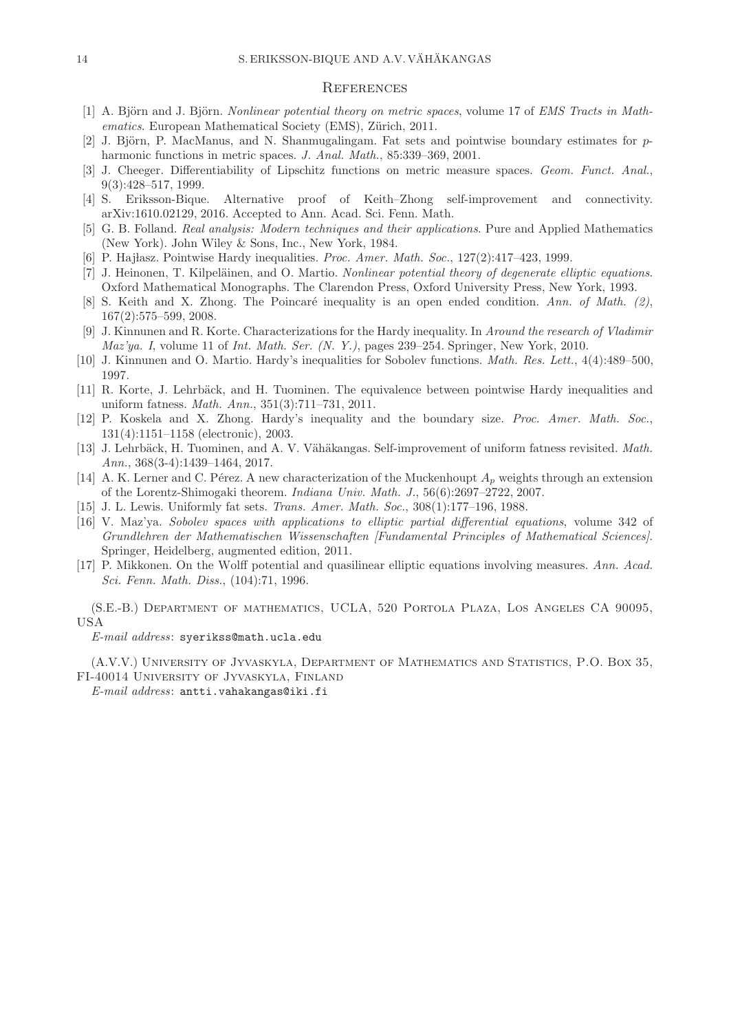## References

[1] A. Björn and J. Björn. *Nonlinear potential theory on metric spaces*, volume 17 of *EMS Tracts in Mathematics*. European Mathematical Society (EMS), Zürich, 2011.

[2] J. Björn, P. MacManus, and N. Shanmugalingam. Fat sets and pointwise boundary estimates for $p$-harmonic functions in metric spaces. *J. Anal. Math.*, 85:339–369, 2001.

[3] J. Cheeger. Differentiability of Lipschitz functions on metric measure spaces. *Geom. Funct. Anal.*, 9(3):428–517, 1999.

[4] S. Eriksson-Bique. Alternative proof of Keith–Zhong self-improvement and connectivity. arXiv:1610.02129, 2016. Accepted to Ann. Acad. Sci. Fenn. Math.

[5] G. B. Folland. *Real analysis: Modern techniques and their applications*. Pure and Applied Mathematics (New York). John Wiley & Sons, Inc., New York, 1984.

[6] P. Hajłasz. Pointwise Hardy inequalities. *Proc. Amer. Math. Soc.*, 127(2):417–423, 1999.

[7] J. Heinonen, T. Kilpeläinen, and O. Martio. *Nonlinear potential theory of degenerate elliptic equations*. Oxford Mathematical Monographs. The Clarendon Press, Oxford University Press, New York, 1993.

[8] S. Keith and X. Zhong. The Poincaré inequality is an open ended condition. *Ann. of Math. (2)*, 167(2):575–599, 2008.

[9] J. Kinnunen and R. Korte. Characterizations for the Hardy inequality. In *Around the research of Vladimir Maz'ya. I*, volume 11 of *Int. Math. Ser. (N. Y.)*, pages 239–254. Springer, New York, 2010.

[10] J. Kinnunen and O. Martio. Hardy's inequalities for Sobolev functions. *Math. Res. Lett.*, 4(4):489–500, 1997.

[11] R. Korte, J. Lehrbäck, and H. Tuominen. The equivalence between pointwise Hardy inequalities and uniform fatness. *Math. Ann.*, 351(3):711–731, 2011.

[12] P. Koskela and X. Zhong. Hardy's inequality and the boundary size. *Proc. Amer. Math. Soc.*, 131(4):1151–1158 (electronic), 2003.

[13] J. Lehrbäck, H. Tuominen, and A. V. Vähäkangas. Self-improvement of uniform fatness revisited. *Math. Ann.*, 368(3-4):1439–1464, 2017.

[14] A. K. Lerner and C. Pérez. A new characterization of the Muckenhoupt $A_p$ weights through an extension of the Lorentz-Shimogaki theorem. *Indiana Univ. Math. J.*, 56(6):2697–2722, 2007.

[15] J. L. Lewis. Uniformly fat sets. *Trans. Amer. Math. Soc.*, 308(1):177–196, 1988.

[16] V. Maz'ya. *Sobolev spaces with applications to elliptic partial differential equations*, volume 342 of *Grundlehren der Mathematischen Wissenschaften [Fundamental Principles of Mathematical Sciences]*. Springer, Heidelberg, augmented edition, 2011.

[17] P. Mikkonen. On the Wolff potential and quasilinear elliptic equations involving measures. *Ann. Acad. Sci. Fenn. Math. Diss.*, (104):71, 1996.

(S.E.-B.) Department of mathematics, UCLA, 520 Portola Plaza, Los Angeles CA 90095, USA

*E-mail address*: syerikss@math.ucla.edu

(A.V.V.) University of Jyvaskyla, Department of Mathematics and Statistics, P.O. Box 35, FI-40014 University of Jyvaskyla, Finland

*E-mail address*: antti.vahakangas@iki.fi